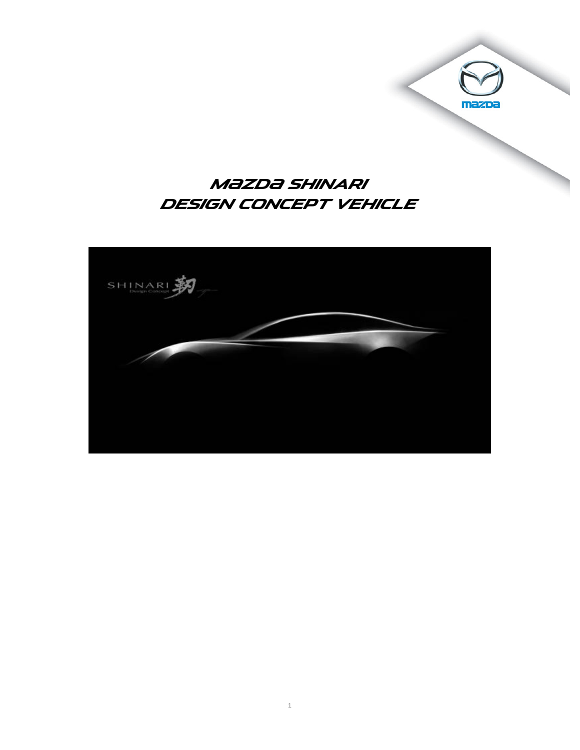# Mazda SHINARI
# DESIGN CONCEPT VEHICLE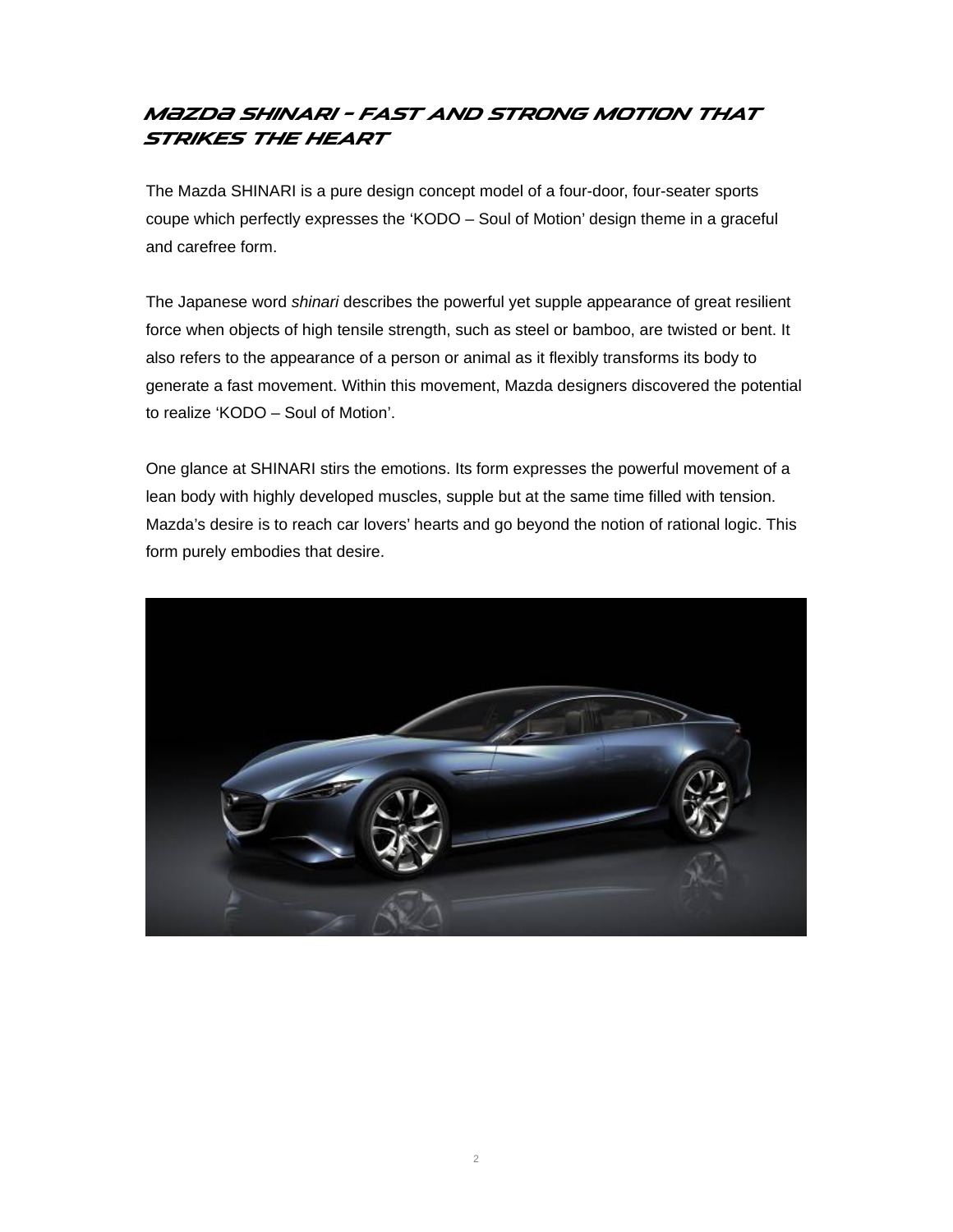## Mazda SHINARI – Fast and Strong Motion that Strikes the Heart

The Mazda SHINARI is a pure design concept model of a four-door, four-seater sports coupe which perfectly expresses the 'KODO – Soul of Motion' design theme in a graceful and carefree form.

The Japanese word *shinari* describes the powerful yet supple appearance of great resilient force when objects of high tensile strength, such as steel or bamboo, are twisted or bent. It also refers to the appearance of a person or animal as it flexibly transforms its body to generate a fast movement. Within this movement, Mazda designers discovered the potential to realize 'KODO – Soul of Motion'.

One glance at SHINARI stirs the emotions. Its form expresses the powerful movement of a lean body with highly developed muscles, supple but at the same time filled with tension. Mazda's desire is to reach car lovers' hearts and go beyond the notion of rational logic. This form purely embodies that desire.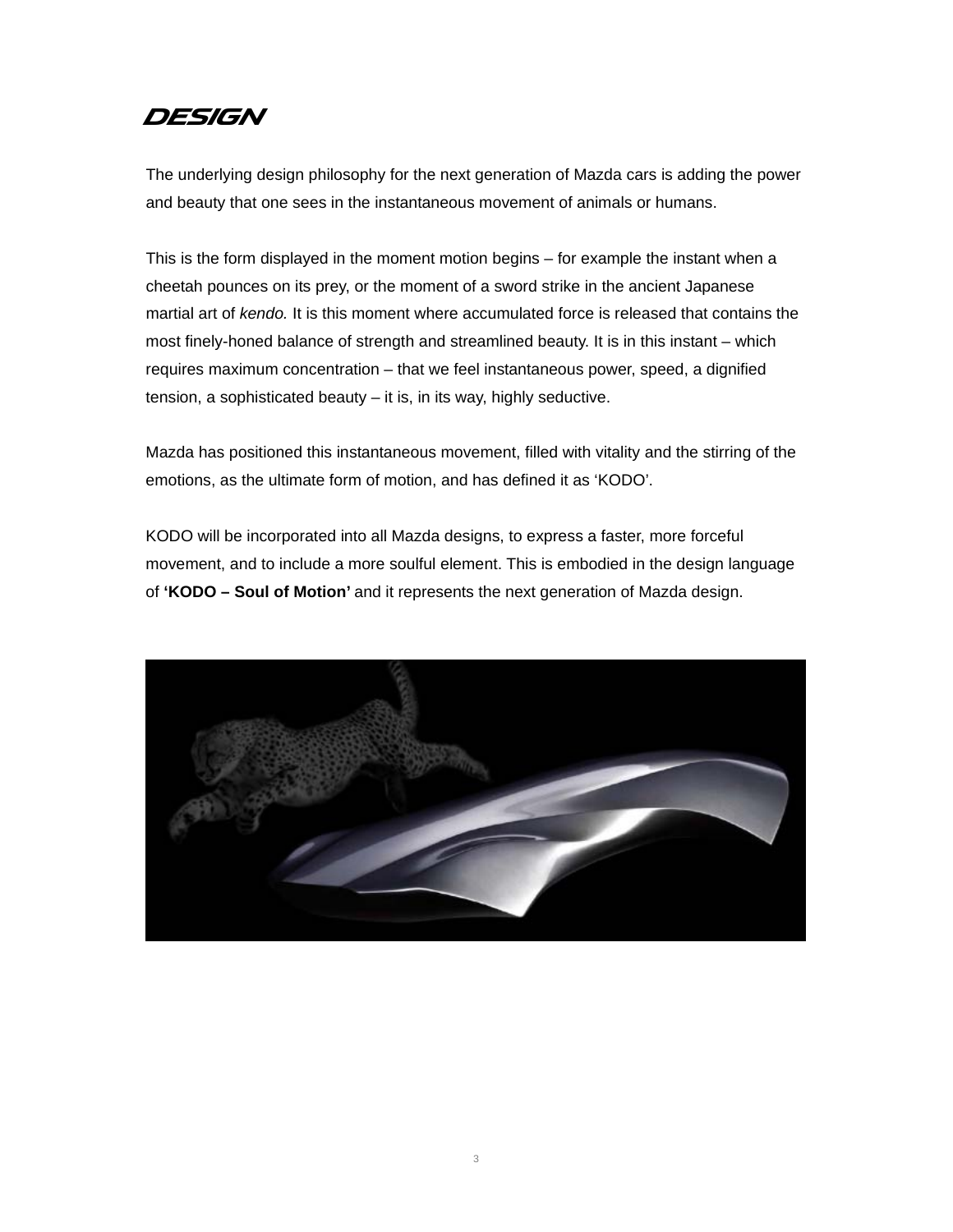# DESIGN

The underlying design philosophy for the next generation of Mazda cars is adding the power and beauty that one sees in the instantaneous movement of animals or humans.

This is the form displayed in the moment motion begins – for example the instant when a cheetah pounces on its prey, or the moment of a sword strike in the ancient Japanese martial art of *kendo.* It is this moment where accumulated force is released that contains the most finely-honed balance of strength and streamlined beauty. It is in this instant – which requires maximum concentration – that we feel instantaneous power, speed, a dignified tension, a sophisticated beauty – it is, in its way, highly seductive.

Mazda has positioned this instantaneous movement, filled with vitality and the stirring of the emotions, as the ultimate form of motion, and has defined it as 'KODO'.

KODO will be incorporated into all Mazda designs, to express a faster, more forceful movement, and to include a more soulful element. This is embodied in the design language of **'KODO – Soul of Motion'** and it represents the next generation of Mazda design.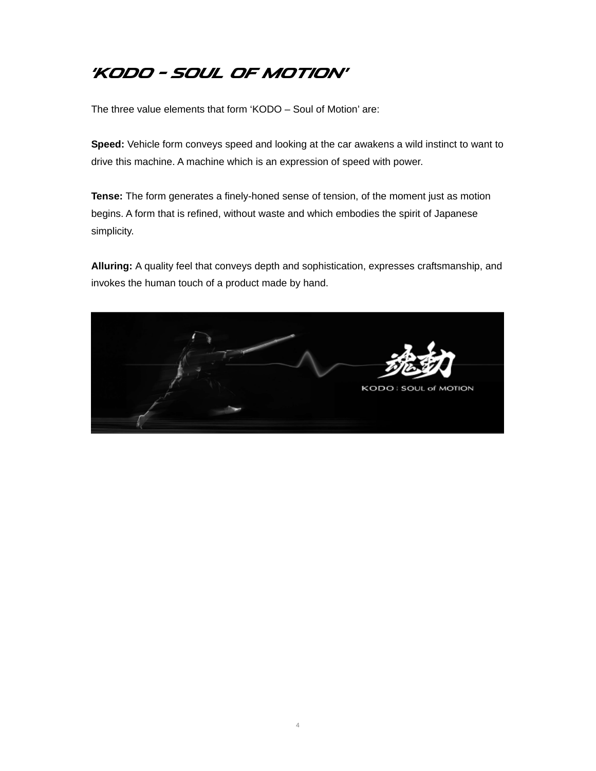# 'KODO – SOUL OF MOTION'

The three value elements that form 'KODO – Soul of Motion' are:

**Speed:** Vehicle form conveys speed and looking at the car awakens a wild instinct to want to drive this machine. A machine which is an expression of speed with power.

**Tense:** The form generates a finely-honed sense of tension, of the moment just as motion begins. A form that is refined, without waste and which embodies the spirit of Japanese simplicity.

**Alluring:** A quality feel that conveys depth and sophistication, expresses craftsmanship, and invokes the human touch of a product made by hand.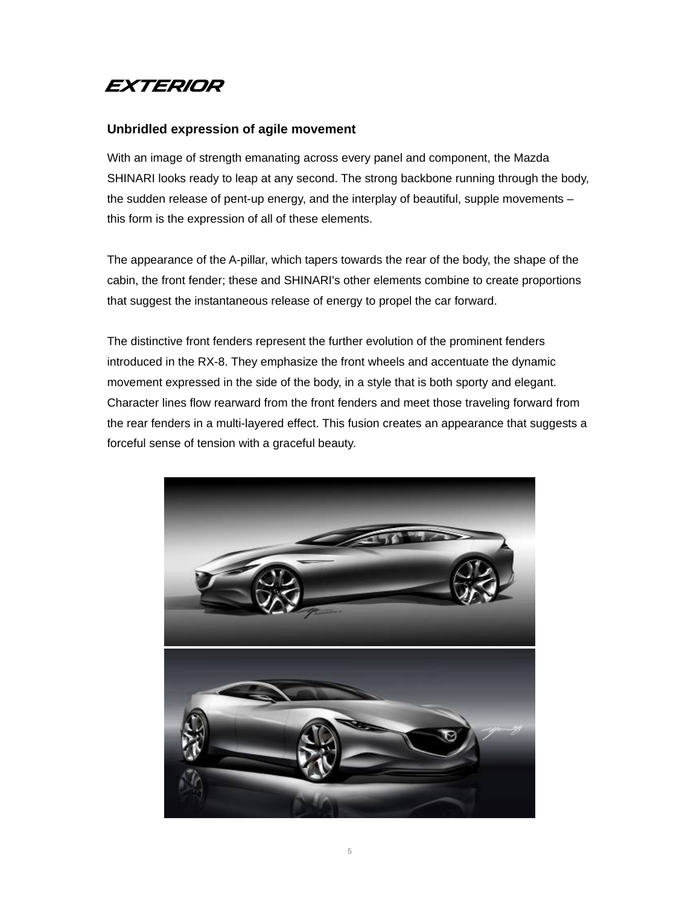# EXTERIOR

### Unbridled expression of agile movement

With an image of strength emanating across every panel and component, the Mazda SHINARI looks ready to leap at any second. The strong backbone running through the body, the sudden release of pent-up energy, and the interplay of beautiful, supple movements – this form is the expression of all of these elements.

The appearance of the A-pillar, which tapers towards the rear of the body, the shape of the cabin, the front fender; these and SHINARI's other elements combine to create proportions that suggest the instantaneous release of energy to propel the car forward.

The distinctive front fenders represent the further evolution of the prominent fenders introduced in the RX-8. They emphasize the front wheels and accentuate the dynamic movement expressed in the side of the body, in a style that is both sporty and elegant. Character lines flow rearward from the front fenders and meet those traveling forward from the rear fenders in a multi-layered effect. This fusion creates an appearance that suggests a forceful sense of tension with a graceful beauty.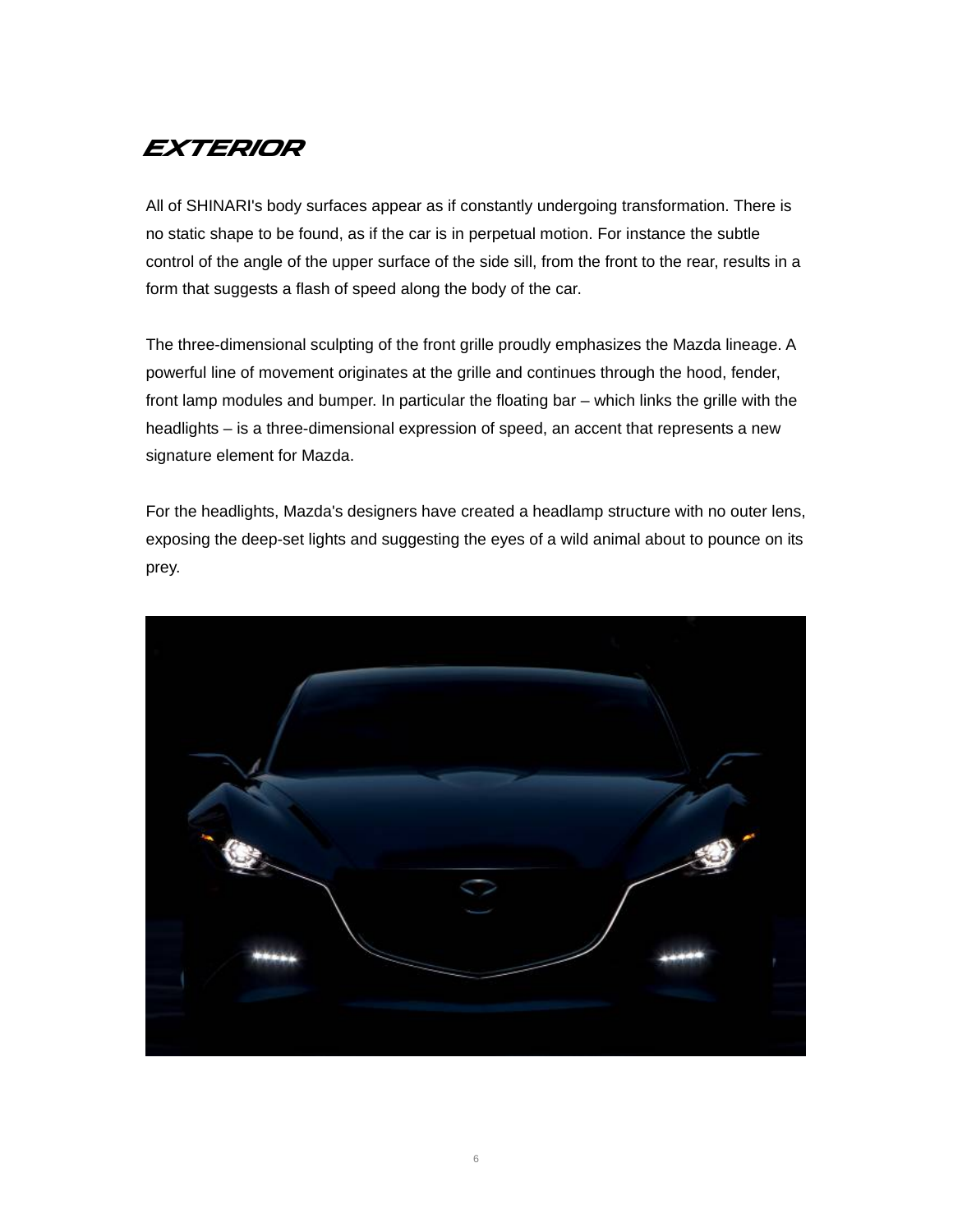# EXTERIOR

All of SHINARI's body surfaces appear as if constantly undergoing transformation. There is no static shape to be found, as if the car is in perpetual motion. For instance the subtle control of the angle of the upper surface of the side sill, from the front to the rear, results in a form that suggests a flash of speed along the body of the car.

The three-dimensional sculpting of the front grille proudly emphasizes the Mazda lineage. A powerful line of movement originates at the grille and continues through the hood, fender, front lamp modules and bumper. In particular the floating bar – which links the grille with the headlights – is a three-dimensional expression of speed, an accent that represents a new signature element for Mazda.

For the headlights, Mazda's designers have created a headlamp structure with no outer lens, exposing the deep-set lights and suggesting the eyes of a wild animal about to pounce on its prey.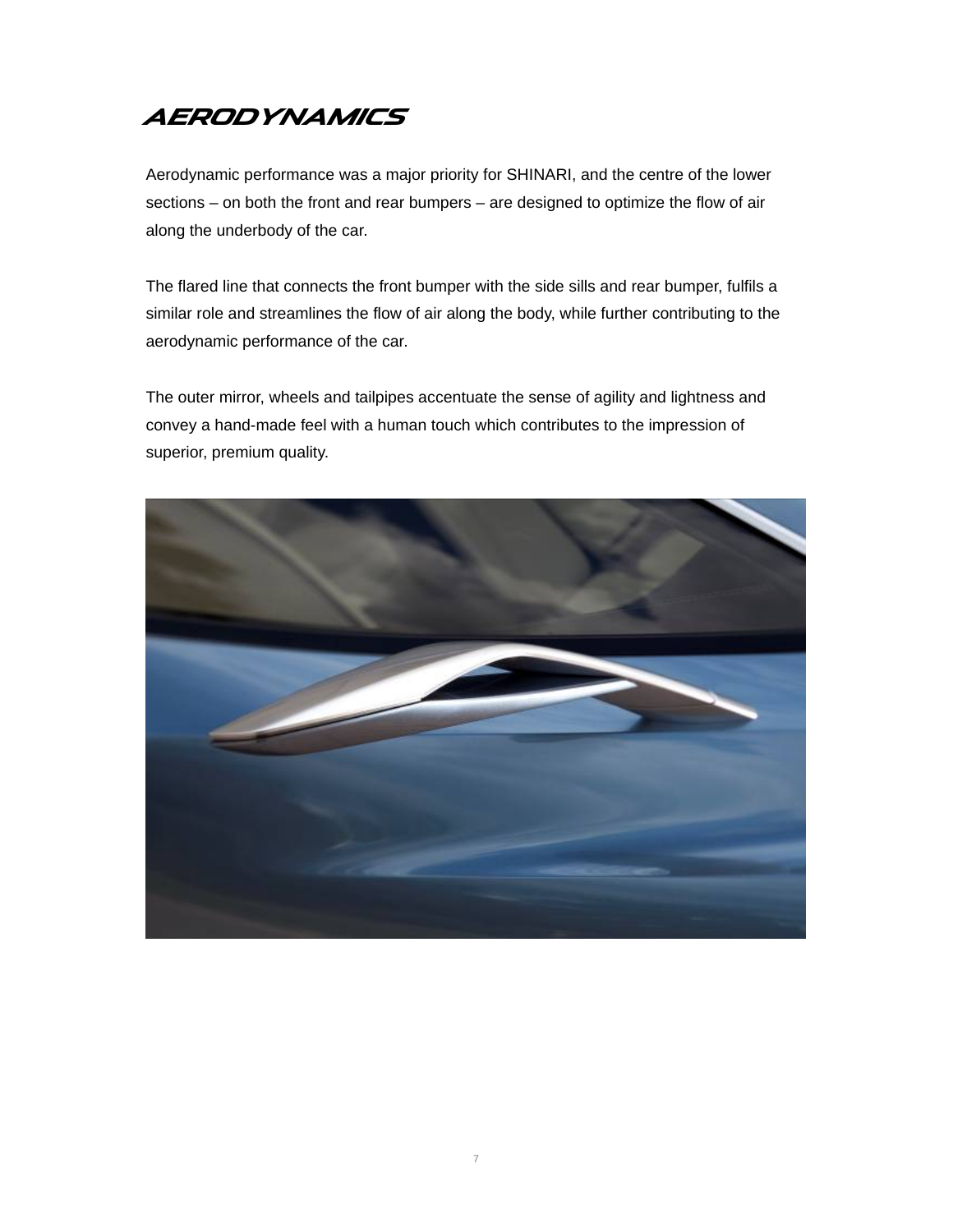# AERODYNAMICS

Aerodynamic performance was a major priority for SHINARI, and the centre of the lower sections – on both the front and rear bumpers – are designed to optimize the flow of air along the underbody of the car.

The flared line that connects the front bumper with the side sills and rear bumper, fulfils a similar role and streamlines the flow of air along the body, while further contributing to the aerodynamic performance of the car.

The outer mirror, wheels and tailpipes accentuate the sense of agility and lightness and convey a hand-made feel with a human touch which contributes to the impression of superior, premium quality.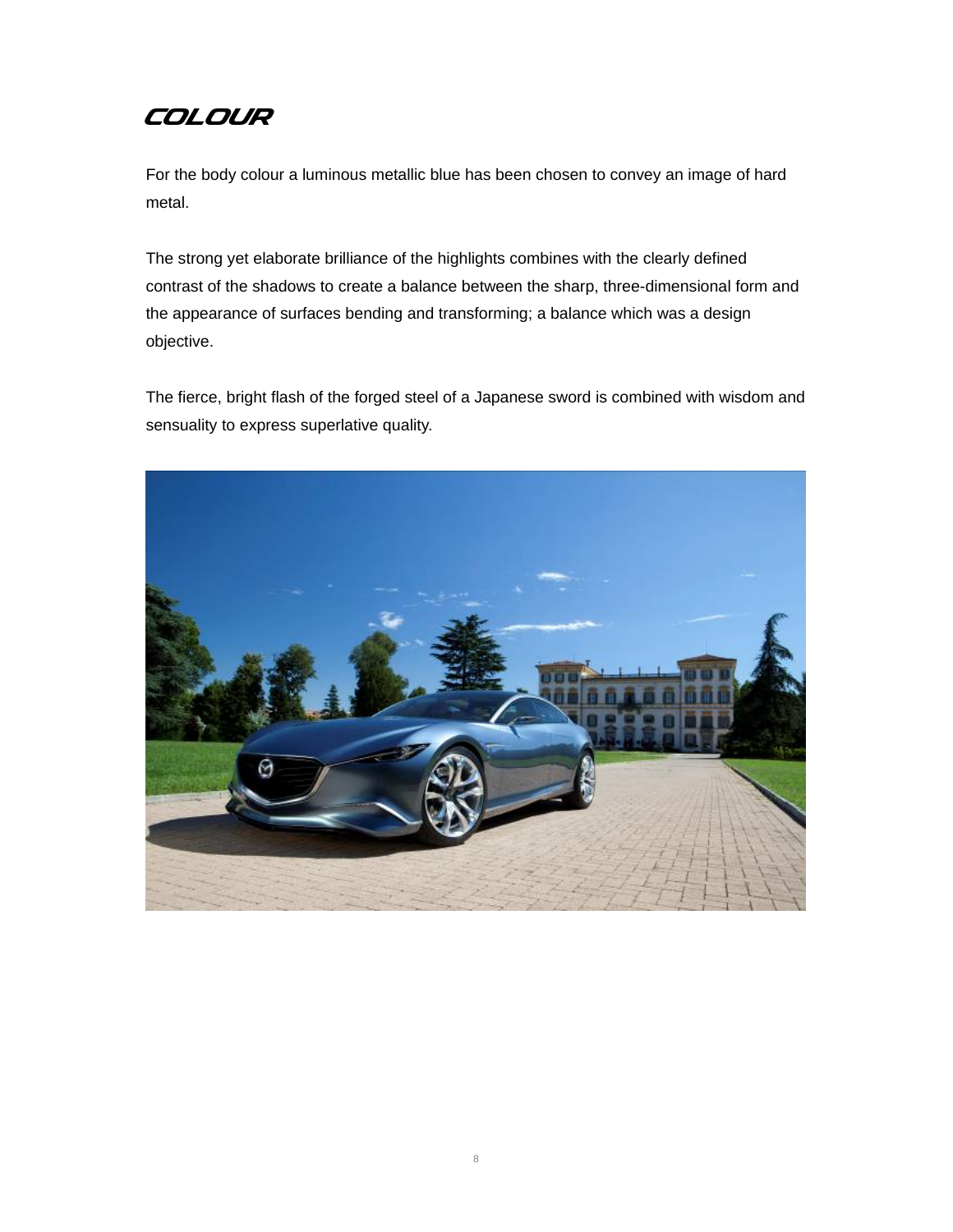# COLOUR

For the body colour a luminous metallic blue has been chosen to convey an image of hard metal.

The strong yet elaborate brilliance of the highlights combines with the clearly defined contrast of the shadows to create a balance between the sharp, three-dimensional form and the appearance of surfaces bending and transforming; a balance which was a design objective.

The fierce, bright flash of the forged steel of a Japanese sword is combined with wisdom and sensuality to express superlative quality.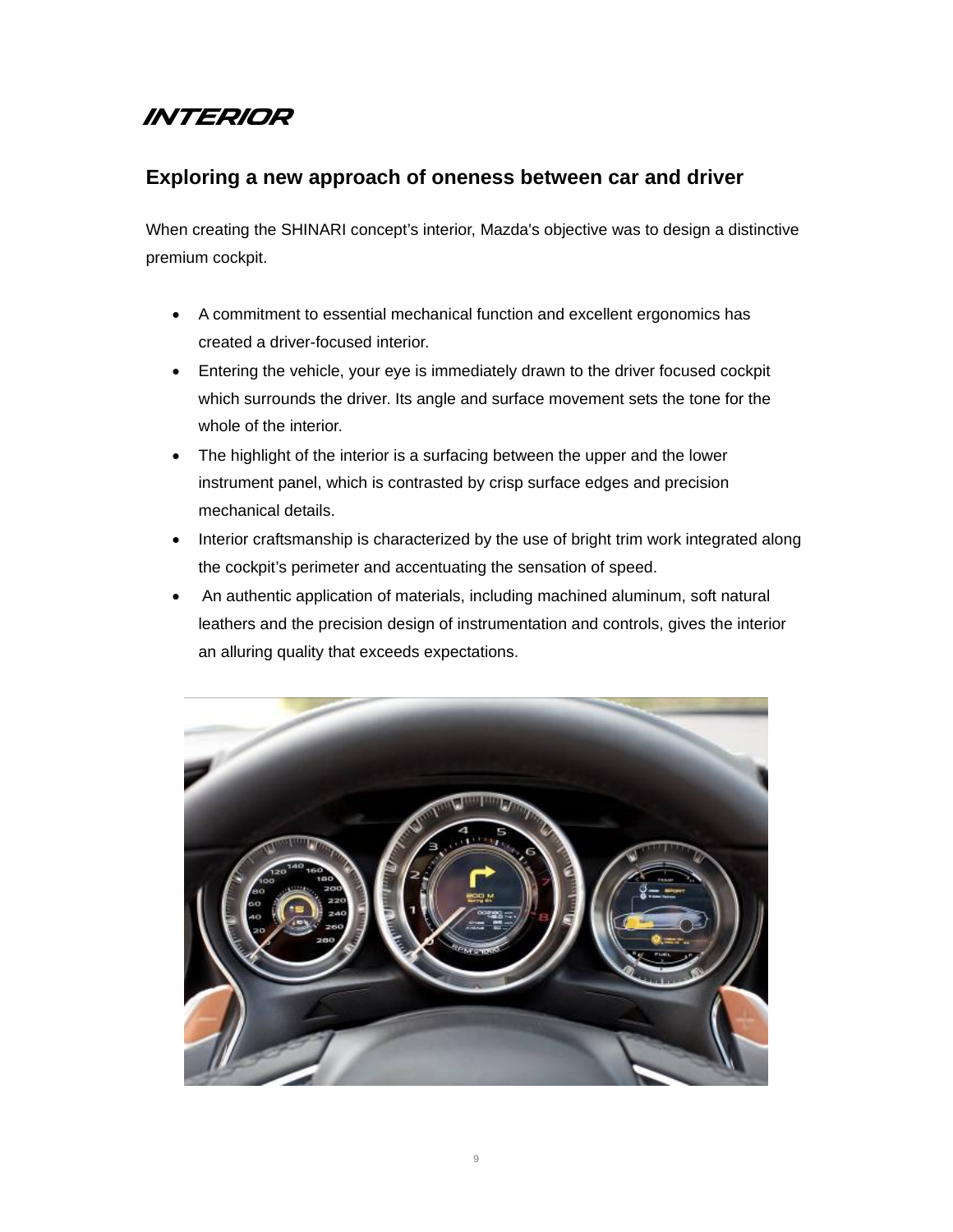# INTERIOR

## Exploring a new approach of oneness between car and driver

When creating the SHINARI concept's interior, Mazda's objective was to design a distinctive premium cockpit.

- A commitment to essential mechanical function and excellent ergonomics has created a driver-focused interior.
- Entering the vehicle, your eye is immediately drawn to the driver focused cockpit which surrounds the driver. Its angle and surface movement sets the tone for the whole of the interior.
- The highlight of the interior is a surfacing between the upper and the lower instrument panel, which is contrasted by crisp surface edges and precision mechanical details.
- Interior craftsmanship is characterized by the use of bright trim work integrated along the cockpit's perimeter and accentuating the sensation of speed.
- An authentic application of materials, including machined aluminum, soft natural leathers and the precision design of instrumentation and controls, gives the interior an alluring quality that exceeds expectations.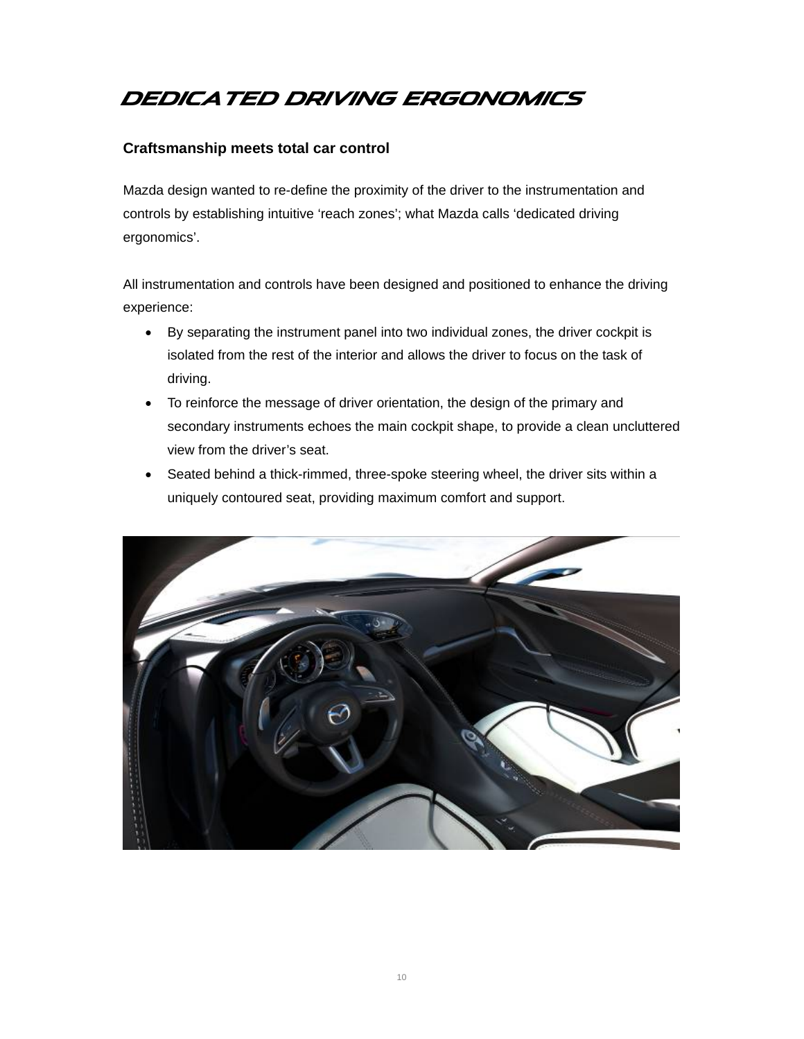# DEDICATED DRIVING ERGONOMICS

**Craftsmanship meets total car control**

Mazda design wanted to re-define the proximity of the driver to the instrumentation and controls by establishing intuitive 'reach zones'; what Mazda calls 'dedicated driving ergonomics'.

All instrumentation and controls have been designed and positioned to enhance the driving experience:

- By separating the instrument panel into two individual zones, the driver cockpit is isolated from the rest of the interior and allows the driver to focus on the task of driving.
- To reinforce the message of driver orientation, the design of the primary and secondary instruments echoes the main cockpit shape, to provide a clean uncluttered view from the driver's seat.
- Seated behind a thick-rimmed, three-spoke steering wheel, the driver sits within a uniquely contoured seat, providing maximum comfort and support.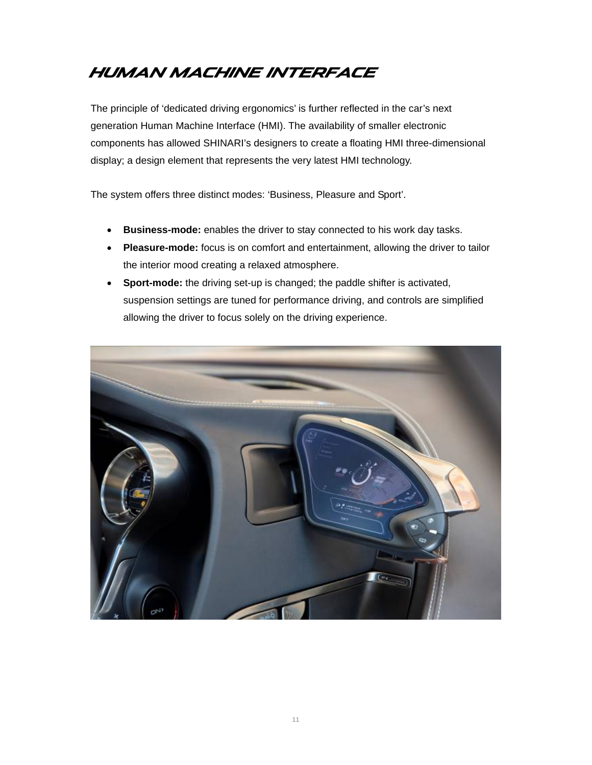# HUMAN MACHINE INTERFACE

The principle of 'dedicated driving ergonomics' is further reflected in the car's next generation Human Machine Interface (HMI). The availability of smaller electronic components has allowed SHINARI's designers to create a floating HMI three-dimensional display; a design element that represents the very latest HMI technology.

The system offers three distinct modes: 'Business, Pleasure and Sport'.

- **Business-mode:** enables the driver to stay connected to his work day tasks.
- **Pleasure-mode:** focus is on comfort and entertainment, allowing the driver to tailor the interior mood creating a relaxed atmosphere.
- **Sport-mode:** the driving set-up is changed; the paddle shifter is activated, suspension settings are tuned for performance driving, and controls are simplified allowing the driver to focus solely on the driving experience.